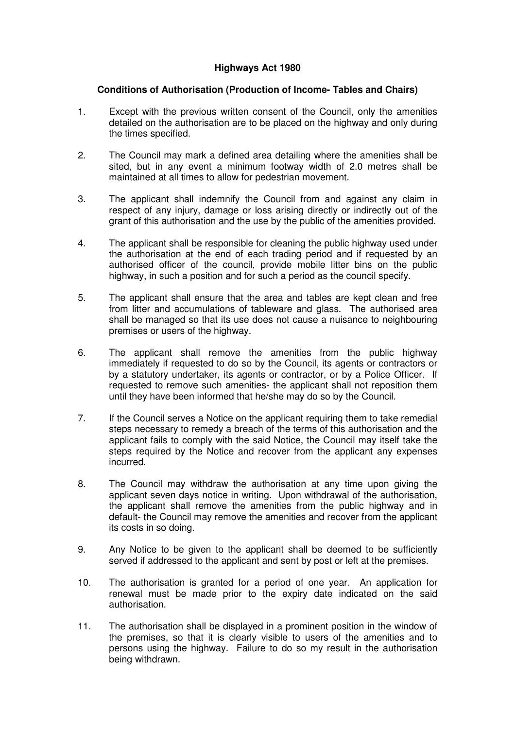**Highways Act 1980**

**Conditions of Authorisation (Production of Income- Tables and Chairs)**

1. Except with the previous written consent of the Council, only the amenities detailed on the authorisation are to be placed on the highway and only during the times specified.

2. The Council may mark a defined area detailing where the amenities shall be sited, but in any event a minimum footway width of 2.0 metres shall be maintained at all times to allow for pedestrian movement.

3. The applicant shall indemnify the Council from and against any claim in respect of any injury, damage or loss arising directly or indirectly out of the grant of this authorisation and the use by the public of the amenities provided.

4. The applicant shall be responsible for cleaning the public highway used under the authorisation at the end of each trading period and if requested by an authorised officer of the council, provide mobile litter bins on the public highway, in such a position and for such a period as the council specify.

5. The applicant shall ensure that the area and tables are kept clean and free from litter and accumulations of tableware and glass. The authorised area shall be managed so that its use does not cause a nuisance to neighbouring premises or users of the highway.

6. The applicant shall remove the amenities from the public highway immediately if requested to do so by the Council, its agents or contractors or by a statutory undertaker, its agents or contractor, or by a Police Officer. If requested to remove such amenities- the applicant shall not reposition them until they have been informed that he/she may do so by the Council.

7. If the Council serves a Notice on the applicant requiring them to take remedial steps necessary to remedy a breach of the terms of this authorisation and the applicant fails to comply with the said Notice, the Council may itself take the steps required by the Notice and recover from the applicant any expenses incurred.

8. The Council may withdraw the authorisation at any time upon giving the applicant seven days notice in writing. Upon withdrawal of the authorisation, the applicant shall remove the amenities from the public highway and in default- the Council may remove the amenities and recover from the applicant its costs in so doing.

9. Any Notice to be given to the applicant shall be deemed to be sufficiently served if addressed to the applicant and sent by post or left at the premises.

10. The authorisation is granted for a period of one year. An application for renewal must be made prior to the expiry date indicated on the said authorisation.

11. The authorisation shall be displayed in a prominent position in the window of the premises, so that it is clearly visible to users of the amenities and to persons using the highway. Failure to do so my result in the authorisation being withdrawn.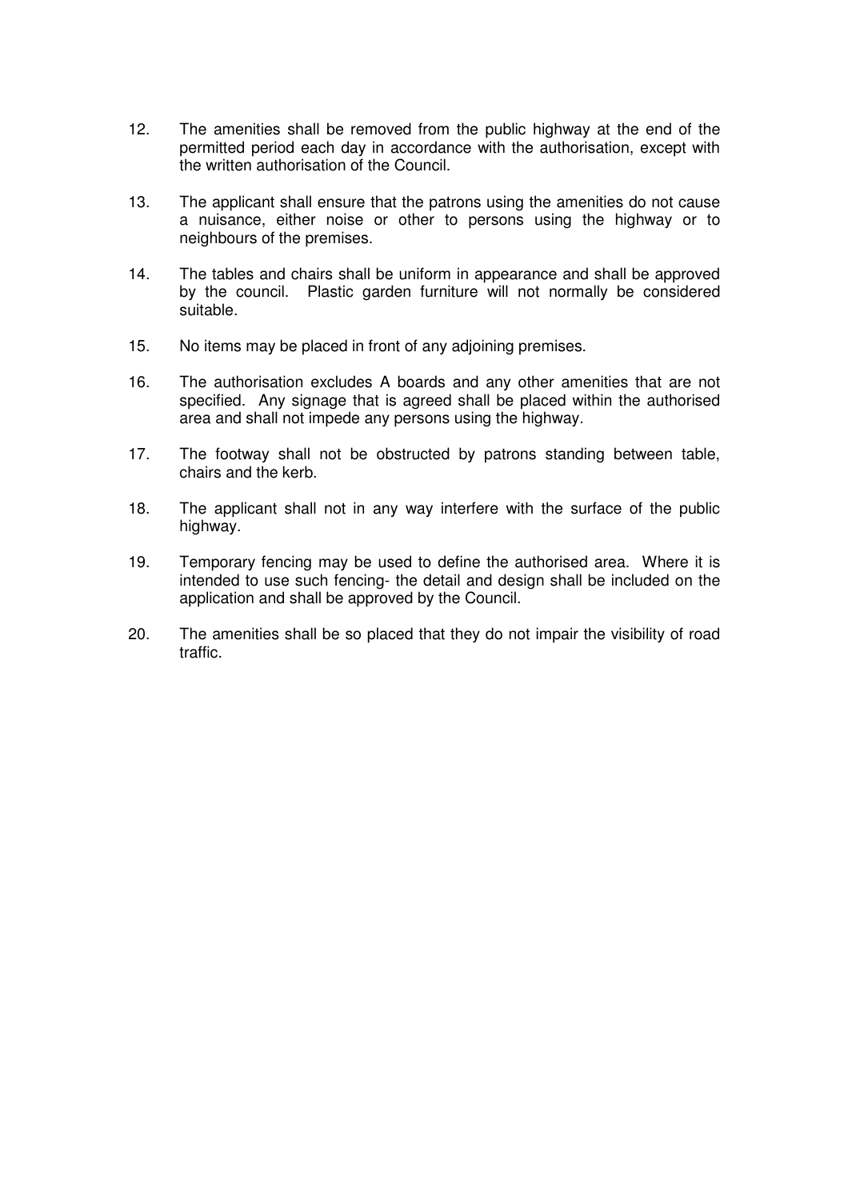12. The amenities shall be removed from the public highway at the end of the permitted period each day in accordance with the authorisation, except with the written authorisation of the Council.

13. The applicant shall ensure that the patrons using the amenities do not cause a nuisance, either noise or other to persons using the highway or to neighbours of the premises.

14. The tables and chairs shall be uniform in appearance and shall be approved by the council. Plastic garden furniture will not normally be considered suitable.

15. No items may be placed in front of any adjoining premises.

16. The authorisation excludes A boards and any other amenities that are not specified. Any signage that is agreed shall be placed within the authorised area and shall not impede any persons using the highway.

17. The footway shall not be obstructed by patrons standing between table, chairs and the kerb.

18. The applicant shall not in any way interfere with the surface of the public highway.

19. Temporary fencing may be used to define the authorised area. Where it is intended to use such fencing- the detail and design shall be included on the application and shall be approved by the Council.

20. The amenities shall be so placed that they do not impair the visibility of road traffic.